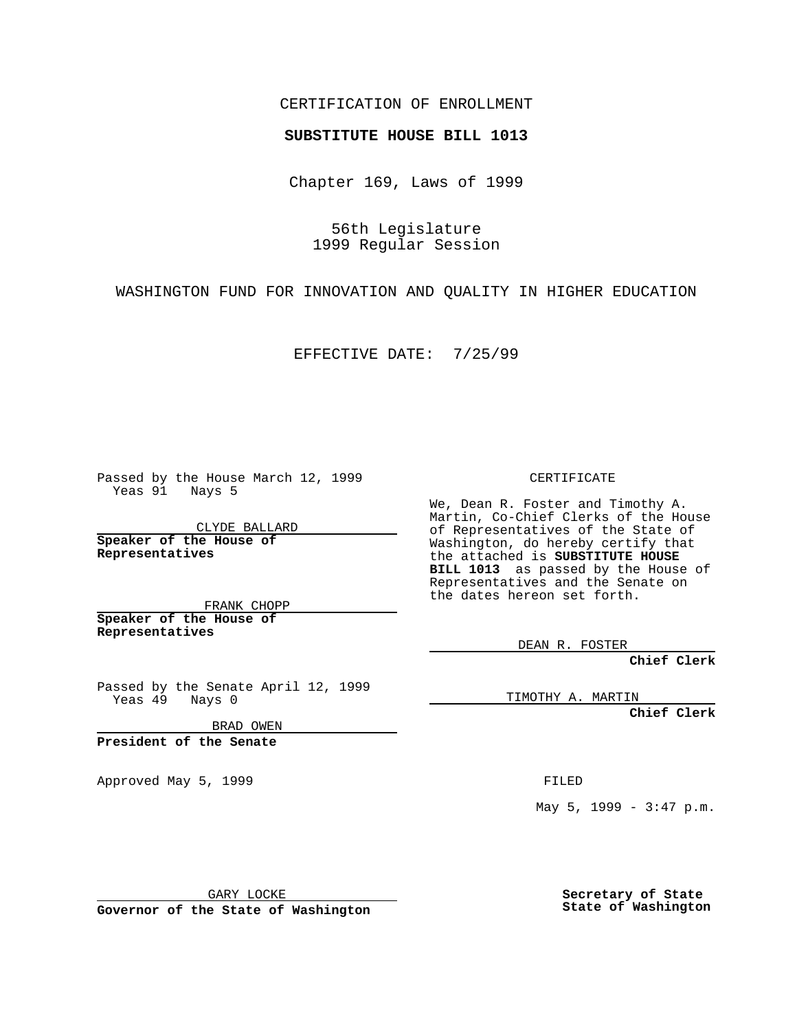CERTIFICATION OF ENROLLMENT

**SUBSTITUTE HOUSE BILL 1013**

Chapter 169, Laws of 1999

56th Legislature
1999 Regular Session

WASHINGTON FUND FOR INNOVATION AND QUALITY IN HIGHER EDUCATION

EFFECTIVE DATE: 7/25/99

Passed by the House March 12, 1999
Yeas 91 Nays 5

CLYDE BALLARD

**Speaker of the House of Representatives**

FRANK CHOPP

**Speaker of the House of Representatives**

Passed by the Senate April 12, 1999
Yeas 49 Nays 0

BRAD OWEN

**President of the Senate**

Approved May 5, 1999

GARY LOCKE

**Governor of the State of Washington**

CERTIFICATE

We, Dean R. Foster and Timothy A. Martin, Co-Chief Clerks of the House of Representatives of the State of Washington, do hereby certify that the attached is **SUBSTITUTE HOUSE BILL 1013** as passed by the House of Representatives and the Senate on the dates hereon set forth.

DEAN R. FOSTER

**Chief Clerk**

TIMOTHY A. MARTIN

**Chief Clerk**

FILED

May 5, 1999 - 3:47 p.m.

**Secretary of State**
**State of Washington**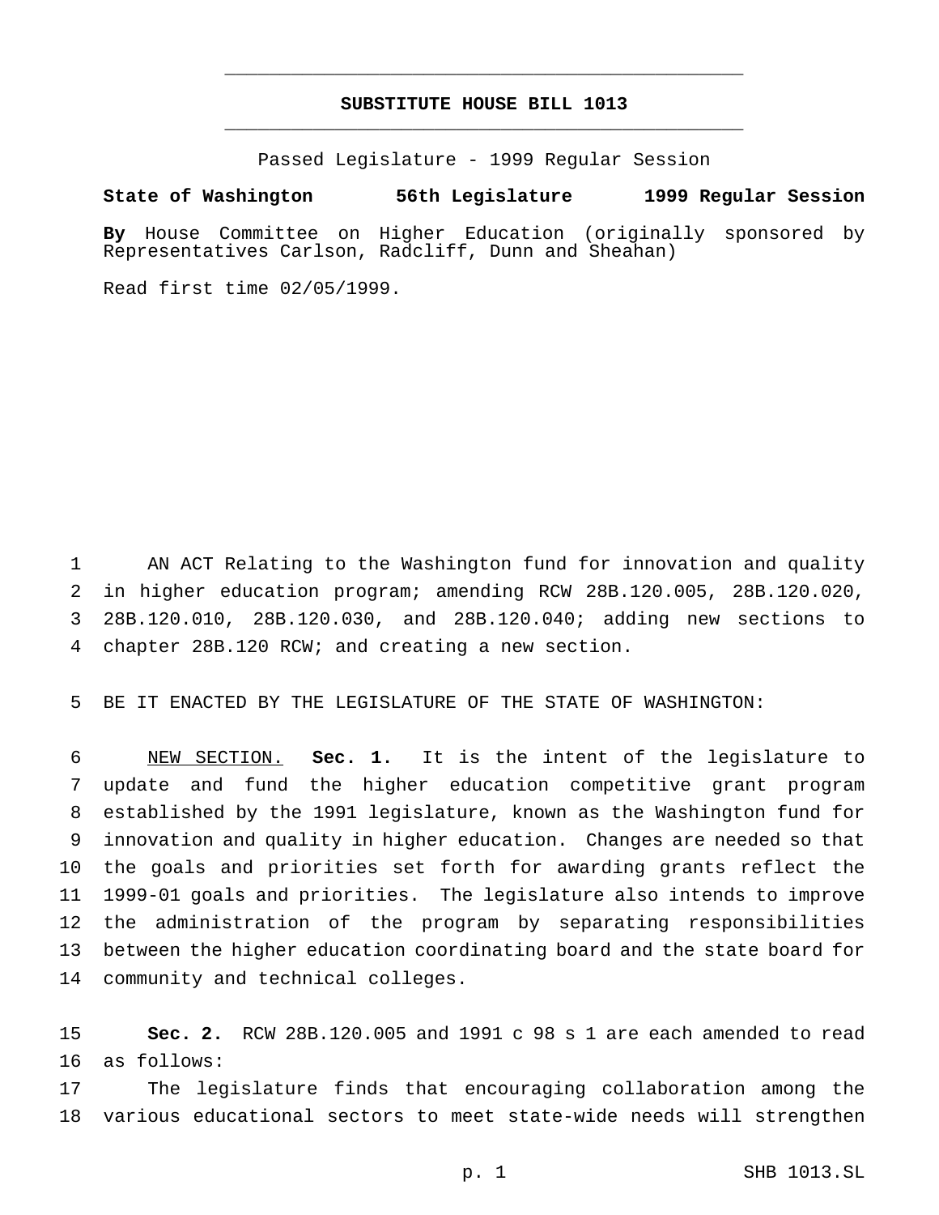# SUBSTITUTE HOUSE BILL 1013

Passed Legislature - 1999 Regular Session

**State of Washington 56th Legislature 1999 Regular Session**

**By** House Committee on Higher Education (originally sponsored by Representatives Carlson, Radcliff, Dunn and Sheahan)

Read first time 02/05/1999.

AN ACT Relating to the Washington fund for innovation and quality in higher education program; amending RCW 28B.120.005, 28B.120.020, 28B.120.010, 28B.120.030, and 28B.120.040; adding new sections to chapter 28B.120 RCW; and creating a new section.

BE IT ENACTED BY THE LEGISLATURE OF THE STATE OF WASHINGTON:

NEW SECTION. **Sec. 1.** It is the intent of the legislature to update and fund the higher education competitive grant program established by the 1991 legislature, known as the Washington fund for innovation and quality in higher education. Changes are needed so that the goals and priorities set forth for awarding grants reflect the 1999-01 goals and priorities. The legislature also intends to improve the administration of the program by separating responsibilities between the higher education coordinating board and the state board for community and technical colleges.

**Sec. 2.** RCW 28B.120.005 and 1991 c 98 s 1 are each amended to read as follows:

The legislature finds that encouraging collaboration among the various educational sectors to meet state-wide needs will strengthen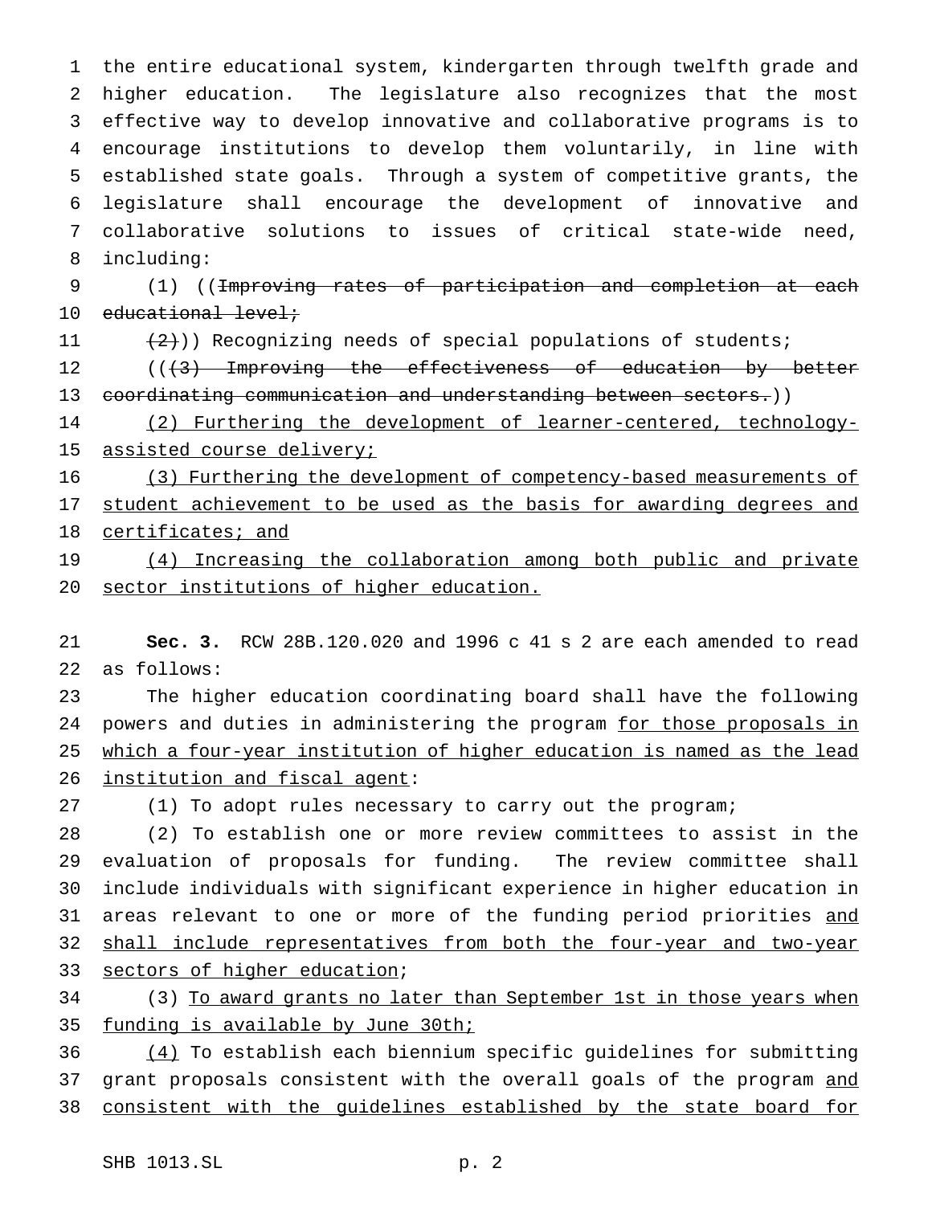the entire educational system, kindergarten through twelfth grade and higher education. The legislature also recognizes that the most effective way to develop innovative and collaborative programs is to encourage institutions to develop them voluntarily, in line with established state goals. Through a system of competitive grants, the legislature shall encourage the development of innovative and collaborative solutions to issues of critical state-wide need, including:

(1) ((~~Improving rates of participation and completion at each educational level;~~

~~(2)~~)) Recognizing needs of special populations of students;

((~~(3) Improving the effectiveness of education by better coordinating communication and understanding between sectors.~~))

<u>(2) Furthering the development of learner-centered, technology-assisted course delivery;</u>

<u>(3) Furthering the development of competency-based measurements of student achievement to be used as the basis for awarding degrees and certificates; and</u>

<u>(4) Increasing the collaboration among both public and private sector institutions of higher education.</u>

**Sec. 3.** RCW 28B.120.020 and 1996 c 41 s 2 are each amended to read as follows:

The higher education coordinating board shall have the following powers and duties in administering the program <u>for those proposals in which a four-year institution of higher education is named as the lead institution and fiscal agent</u>:

(1) To adopt rules necessary to carry out the program;

(2) To establish one or more review committees to assist in the evaluation of proposals for funding. The review committee shall include individuals with significant experience in higher education in areas relevant to one or more of the funding period priorities <u>and shall include representatives from both the four-year and two-year sectors of higher education</u>;

(3) <u>To award grants no later than September 1st in those years when funding is available by June 30th;</u>

<u>(4)</u> To establish each biennium specific guidelines for submitting grant proposals consistent with the overall goals of the program <u>and consistent with the guidelines established by the state board for</u>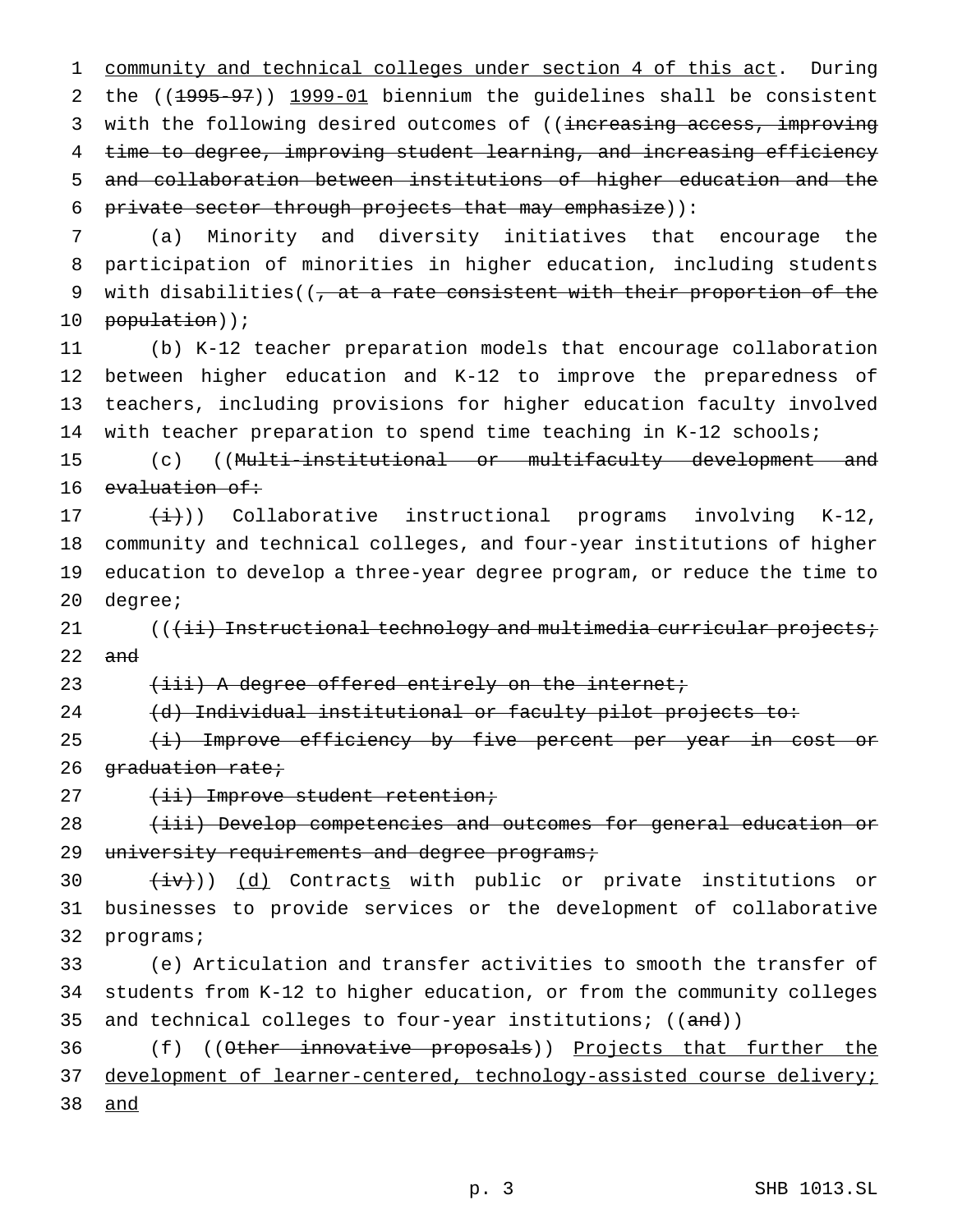community and technical colleges under section 4 of this act. During the ((~~1995-97~~)) 1999-01 biennium the guidelines shall be consistent with the following desired outcomes of ((~~increasing access, improving time to degree, improving student learning, and increasing efficiency and collaboration between institutions of higher education and the private sector through projects that may emphasize~~)):

(a) Minority and diversity initiatives that encourage the participation of minorities in higher education, including students with disabilities((~~, at a rate consistent with their proportion of the population~~));

(b) K-12 teacher preparation models that encourage collaboration between higher education and K-12 to improve the preparedness of teachers, including provisions for higher education faculty involved with teacher preparation to spend time teaching in K-12 schools;

(c) ((~~Multi-institutional or multifaculty development and evaluation of:~~

~~(i)~~)) Collaborative instructional programs involving K-12, community and technical colleges, and four-year institutions of higher education to develop a three-year degree program, or reduce the time to degree;

((~~(ii) Instructional technology and multimedia curricular projects; and~~

~~(iii) A degree offered entirely on the internet;~~

~~(d) Individual institutional or faculty pilot projects to:~~

~~(i) Improve efficiency by five percent per year in cost or graduation rate;~~

~~(ii) Improve student retention;~~

~~(iii) Develop competencies and outcomes for general education or university requirements and degree programs;~~

~~(iv)~~)) (d) Contracts with public or private institutions or businesses to provide services or the development of collaborative programs;

(e) Articulation and transfer activities to smooth the transfer of students from K-12 to higher education, or from the community colleges and technical colleges to four-year institutions; ((~~and~~))

(f) ((~~Other innovative proposals~~)) Projects that further the development of learner-centered, technology-assisted course delivery; and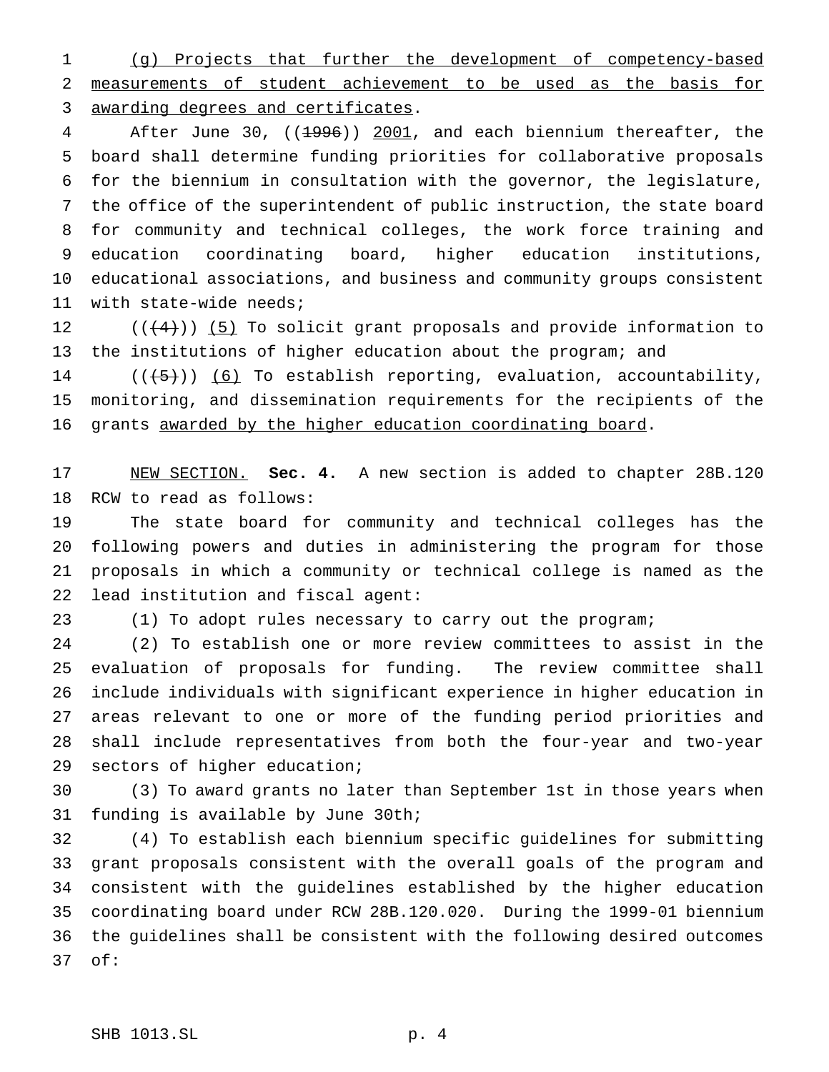(g) Projects that further the development of competency-based measurements of student achievement to be used as the basis for awarding degrees and certificates.

After June 30, ((1996)) 2001, and each biennium thereafter, the board shall determine funding priorities for collaborative proposals for the biennium in consultation with the governor, the legislature, the office of the superintendent of public instruction, the state board for community and technical colleges, the work force training and education coordinating board, higher education institutions, educational associations, and business and community groups consistent with state-wide needs;

(((4))) (5) To solicit grant proposals and provide information to the institutions of higher education about the program; and

(((5))) (6) To establish reporting, evaluation, accountability, monitoring, and dissemination requirements for the recipients of the grants awarded by the higher education coordinating board.

NEW SECTION. **Sec. 4.** A new section is added to chapter 28B.120 RCW to read as follows:

The state board for community and technical colleges has the following powers and duties in administering the program for those proposals in which a community or technical college is named as the lead institution and fiscal agent:

(1) To adopt rules necessary to carry out the program;

(2) To establish one or more review committees to assist in the evaluation of proposals for funding. The review committee shall include individuals with significant experience in higher education in areas relevant to one or more of the funding period priorities and shall include representatives from both the four-year and two-year sectors of higher education;

(3) To award grants no later than September 1st in those years when funding is available by June 30th;

(4) To establish each biennium specific guidelines for submitting grant proposals consistent with the overall goals of the program and consistent with the guidelines established by the higher education coordinating board under RCW 28B.120.020. During the 1999-01 biennium the guidelines shall be consistent with the following desired outcomes of: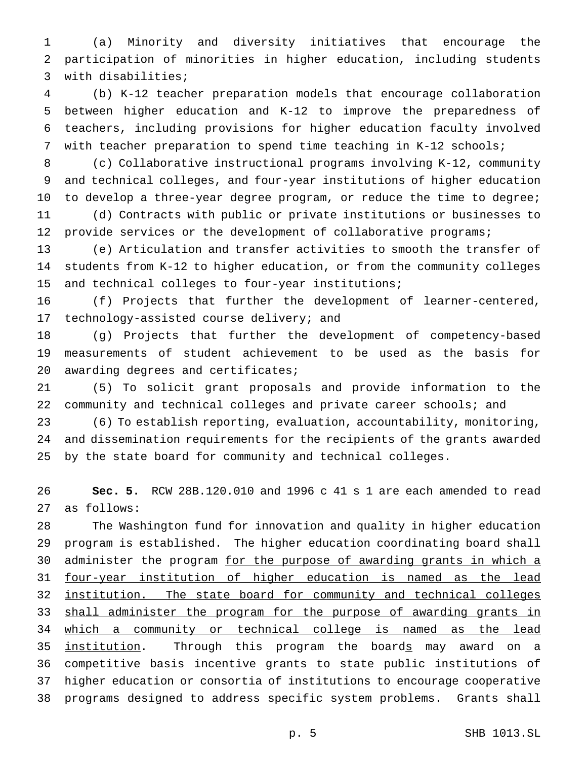(a) Minority and diversity initiatives that encourage the participation of minorities in higher education, including students with disabilities;

(b) K-12 teacher preparation models that encourage collaboration between higher education and K-12 to improve the preparedness of teachers, including provisions for higher education faculty involved with teacher preparation to spend time teaching in K-12 schools;

(c) Collaborative instructional programs involving K-12, community and technical colleges, and four-year institutions of higher education to develop a three-year degree program, or reduce the time to degree;

(d) Contracts with public or private institutions or businesses to provide services or the development of collaborative programs;

(e) Articulation and transfer activities to smooth the transfer of students from K-12 to higher education, or from the community colleges and technical colleges to four-year institutions;

(f) Projects that further the development of learner-centered, technology-assisted course delivery; and

(g) Projects that further the development of competency-based measurements of student achievement to be used as the basis for awarding degrees and certificates;

(5) To solicit grant proposals and provide information to the community and technical colleges and private career schools; and

(6) To establish reporting, evaluation, accountability, monitoring, and dissemination requirements for the recipients of the grants awarded by the state board for community and technical colleges.

**Sec. 5.** RCW 28B.120.010 and 1996 c 41 s 1 are each amended to read as follows:

The Washington fund for innovation and quality in higher education program is established. The higher education coordinating board shall administer the program <u>for the purpose of awarding grants in which a four-year institution of higher education is named as the lead institution. The state board for community and technical colleges shall administer the program for the purpose of awarding grants in which a community or technical college is named as the lead institution</u>. Through this program the board<u>s</u> may award on a competitive basis incentive grants to state public institutions of higher education or consortia of institutions to encourage cooperative programs designed to address specific system problems. Grants shall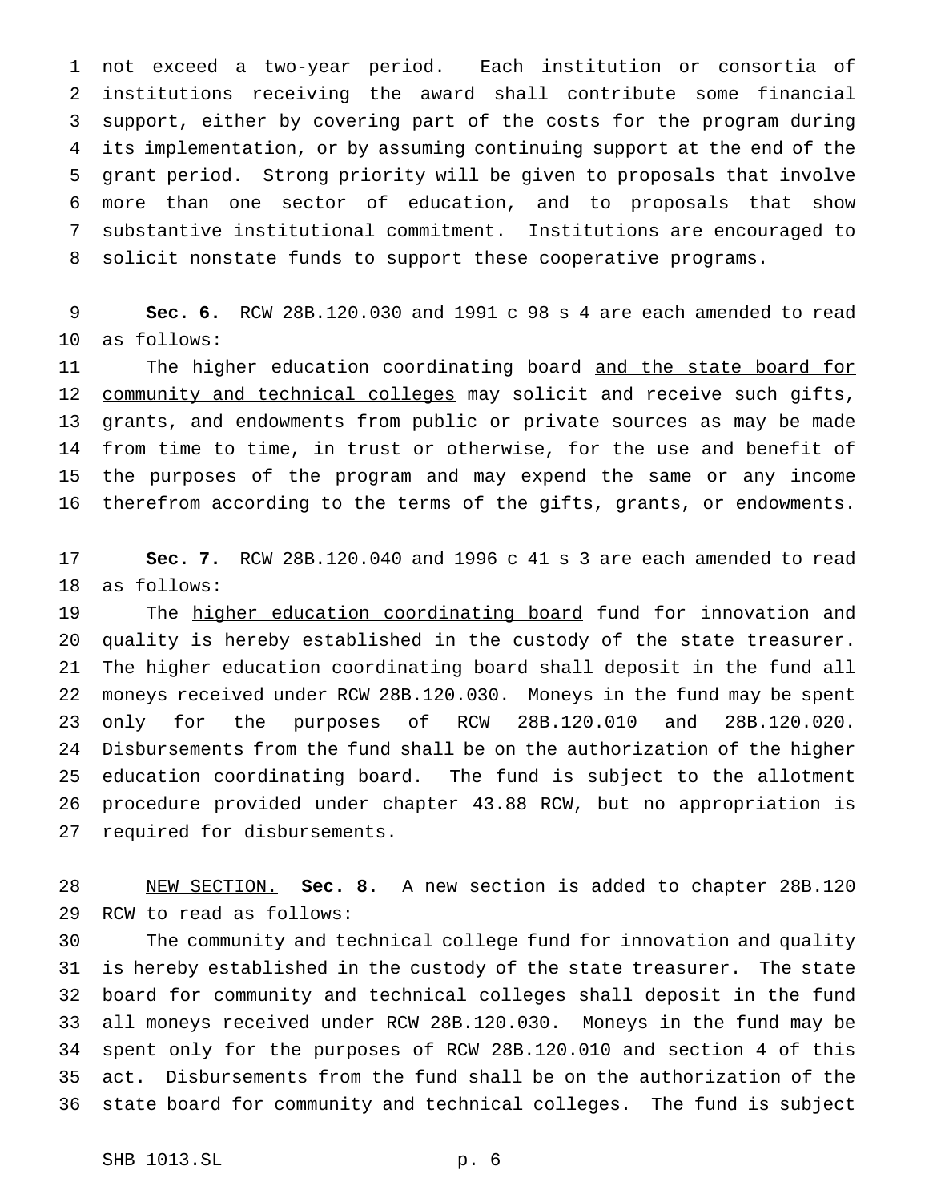not exceed a two-year period. Each institution or consortia of institutions receiving the award shall contribute some financial support, either by covering part of the costs for the program during its implementation, or by assuming continuing support at the end of the grant period. Strong priority will be given to proposals that involve more than one sector of education, and to proposals that show substantive institutional commitment. Institutions are encouraged to solicit nonstate funds to support these cooperative programs.

**Sec. 6.** RCW 28B.120.030 and 1991 c 98 s 4 are each amended to read as follows:

The higher education coordinating board and the state board for community and technical colleges may solicit and receive such gifts, grants, and endowments from public or private sources as may be made from time to time, in trust or otherwise, for the use and benefit of the purposes of the program and may expend the same or any income therefrom according to the terms of the gifts, grants, or endowments.

**Sec. 7.** RCW 28B.120.040 and 1996 c 41 s 3 are each amended to read as follows:

The higher education coordinating board fund for innovation and quality is hereby established in the custody of the state treasurer. The higher education coordinating board shall deposit in the fund all moneys received under RCW 28B.120.030. Moneys in the fund may be spent only for the purposes of RCW 28B.120.010 and 28B.120.020. Disbursements from the fund shall be on the authorization of the higher education coordinating board. The fund is subject to the allotment procedure provided under chapter 43.88 RCW, but no appropriation is required for disbursements.

NEW SECTION. **Sec. 8.** A new section is added to chapter 28B.120 RCW to read as follows:

The community and technical college fund for innovation and quality is hereby established in the custody of the state treasurer. The state board for community and technical colleges shall deposit in the fund all moneys received under RCW 28B.120.030. Moneys in the fund may be spent only for the purposes of RCW 28B.120.010 and section 4 of this act. Disbursements from the fund shall be on the authorization of the state board for community and technical colleges. The fund is subject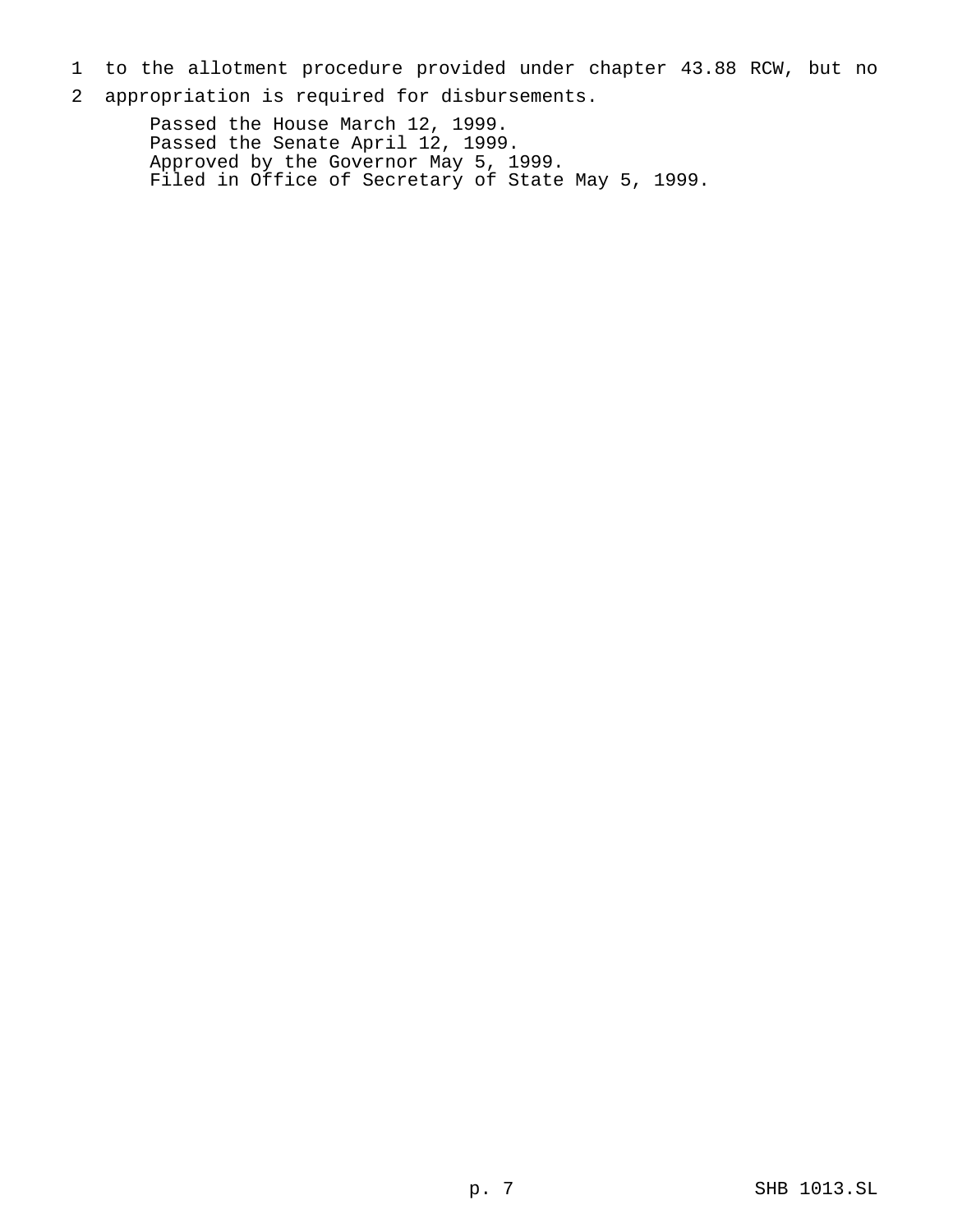to the allotment procedure provided under chapter 43.88 RCW, but no appropriation is required for disbursements.

Passed the House March 12, 1999.
Passed the Senate April 12, 1999.
Approved by the Governor May 5, 1999.
Filed in Office of Secretary of State May 5, 1999.